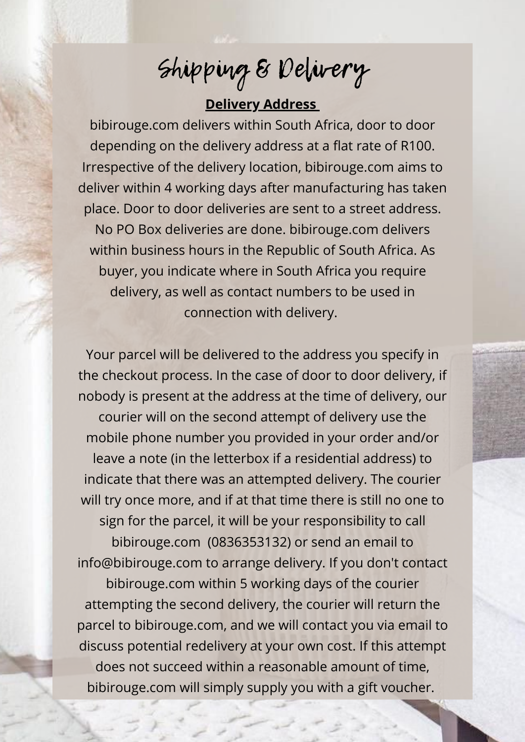# Shipping & Delivery

**Delivery Address**

bibirouge.com delivers within South Africa, door to door depending on the delivery address at a flat rate of R100. Irrespective of the delivery location, bibirouge.com aims to deliver within 4 working days after manufacturing has taken place. Door to door deliveries are sent to a street address. No PO Box deliveries are done. bibirouge.com delivers within business hours in the Republic of South Africa. As buyer, you indicate where in South Africa you require delivery, as well as contact numbers to be used in connection with delivery.

Your parcel will be delivered to the address you specify in the checkout process. In the case of door to door delivery, if nobody is present at the address at the time of delivery, our courier will on the second attempt of delivery use the mobile phone number you provided in your order and/or leave a note (in the letterbox if a residential address) to indicate that there was an attempted delivery. The courier will try once more, and if at that time there is still no one to sign for the parcel, it will be your responsibility to call bibirouge.com (0836353132) or send an email to info@bibirouge.com to arrange delivery. If you don't contact bibirouge.com within 5 working days of the courier attempting the second delivery, the courier will return the parcel to bibirouge.com, and we will contact you via email to discuss potential redelivery at your own cost. If this attempt does not succeed within a reasonable amount of time, bibirouge.com will simply supply you with a gift voucher.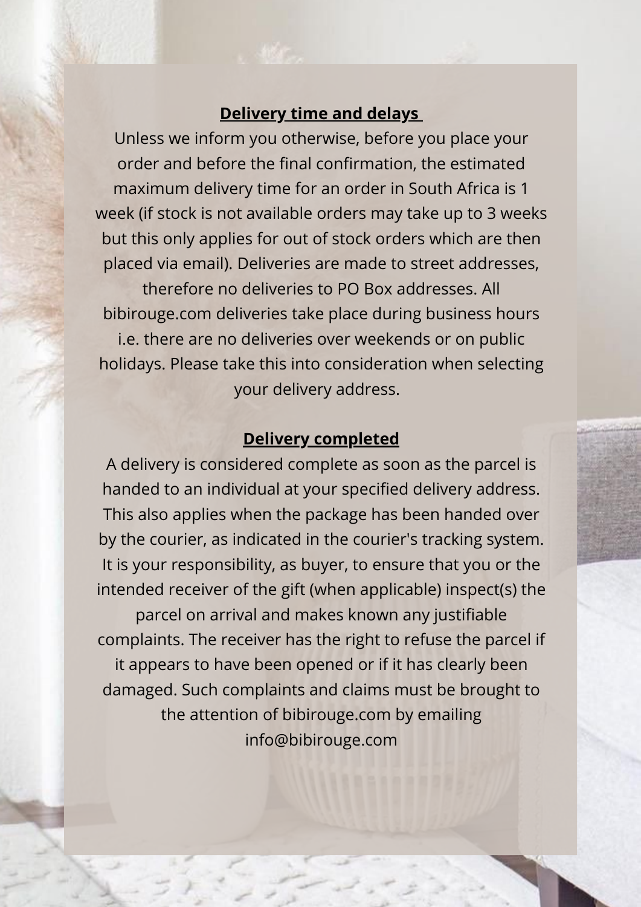## Delivery time and delays

Unless we inform you otherwise, before you place your order and before the final confirmation, the estimated maximum delivery time for an order in South Africa is 1 week (if stock is not available orders may take up to 3 weeks but this only applies for out of stock orders which are then placed via email). Deliveries are made to street addresses, therefore no deliveries to PO Box addresses. All bibirouge.com deliveries take place during business hours i.e. there are no deliveries over weekends or on public holidays. Please take this into consideration when selecting your delivery address.

## Delivery completed

A delivery is considered complete as soon as the parcel is handed to an individual at your specified delivery address. This also applies when the package has been handed over by the courier, as indicated in the courier's tracking system. It is your responsibility, as buyer, to ensure that you or the intended receiver of the gift (when applicable) inspect(s) the parcel on arrival and makes known any justifiable complaints. The receiver has the right to refuse the parcel if it appears to have been opened or if it has clearly been damaged. Such complaints and claims must be brought to the attention of bibirouge.com by emailing info@bibirouge.com